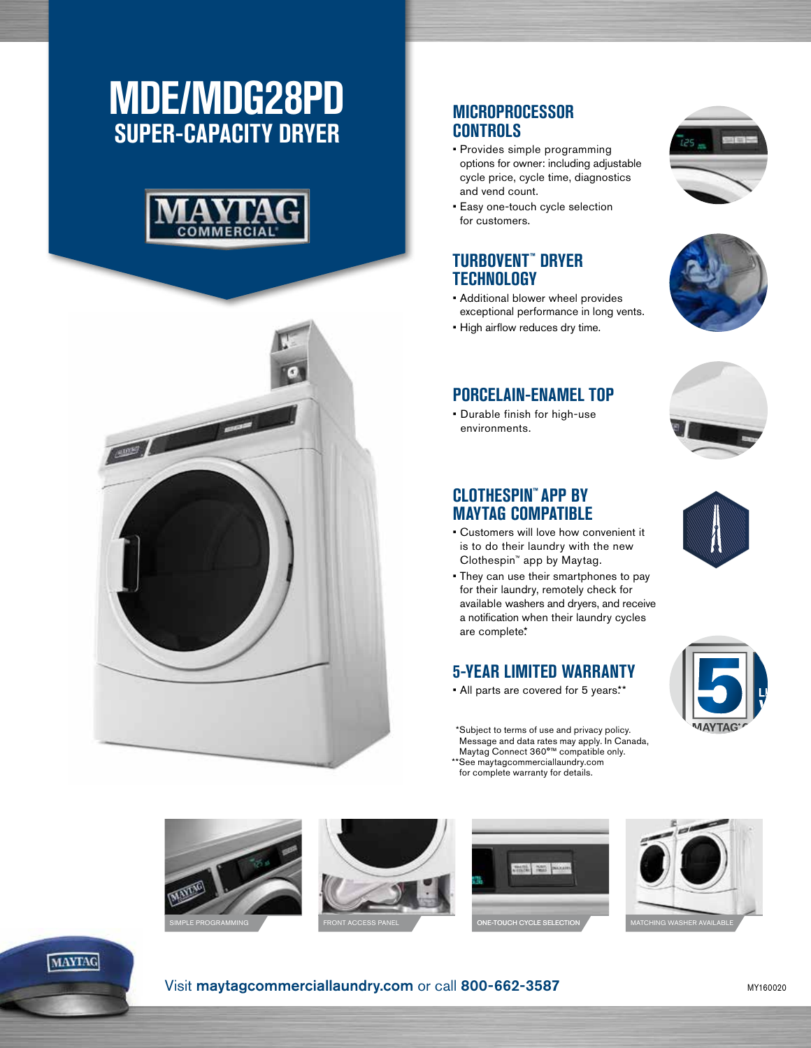# MDE/MDG28PD

## SUPER-CAPACITY DRYER

MAYTAG COMMERCIAL®

### MICROPROCESSOR CONTROLS

- Provides simple programming options for owner: including adjustable cycle price, cycle time, diagnostics and vend count.
- Easy one-touch cycle selection for customers.

### TURBOVENT™ DRYER TECHNOLOGY

- Additional blower wheel provides exceptional performance in long vents.
- High airflow reduces dry time.

### PORCELAIN-ENAMEL TOP

- Durable finish for high-use environments.

### CLOTHESPIN™ APP BY MAYTAG COMPATIBLE

- Customers will love how convenient it is to do their laundry with the new Clothespin™ app by Maytag.
- They can use their smartphones to pay for their laundry, remotely check for available washers and dryers, and receive a notification when their laundry cycles are complete.*

### 5-YEAR LIMITED WARRANTY

- All parts are covered for 5 years.**

*Subject to terms of use and privacy policy. Message and data rates may apply. In Canada, Maytag Connect 360°™ compatible only.
**See maytagcommerciallaundry.com for complete warranty for details.

SIMPLE PROGRAMMING

FRONT ACCESS PANEL

ONE-TOUCH CYCLE SELECTION

MATCHING WASHER AVAILABLE

Visit **maytagcommerciallaundry.com** or call **800-662-3587**

MY160020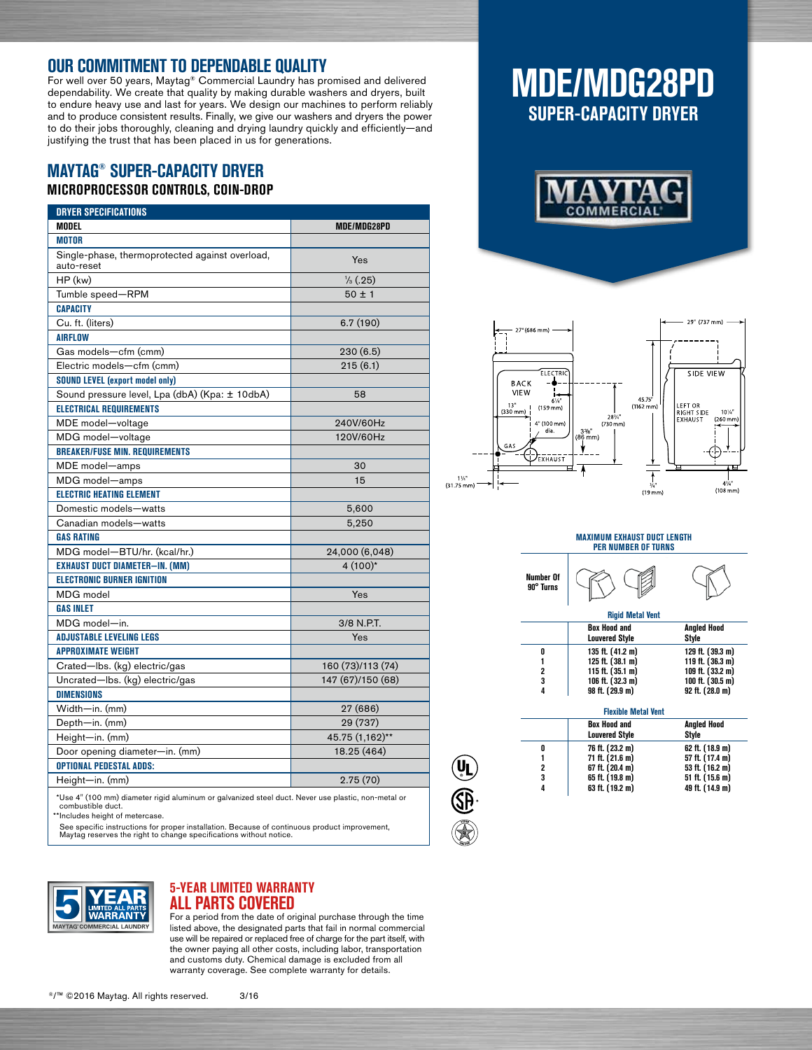## OUR COMMITMENT TO DEPENDABLE QUALITY

For well over 50 years, Maytag® Commercial Laundry has promised and delivered dependability. We create that quality by making durable washers and dryers, built to endure heavy use and last for years. We design our machines to perform reliably and to produce consistent results. Finally, we give our washers and dryers the power to do their jobs thoroughly, cleaning and drying laundry quickly and efficiently—and justifying the trust that has been placed in us for generations.

# MDE/MDG28PD

## SUPER-CAPACITY DRYER

## MAYTAG® SUPER-CAPACITY DRYER

### MICROPROCESSOR CONTROLS, COIN-DROP

| DRYER SPECIFICATIONS | |
|---|---|
| **MODEL** | **MDE/MDG28PD** |
| **MOTOR** | |
| Single-phase, thermoprotected against overload, auto-reset | Yes |
| HP (kw) | ⅓ (.25) |
| Tumble speed—RPM | 50 ± 1 |
| **CAPACITY** | |
| Cu. ft. (liters) | 6.7 (190) |
| **AIRFLOW** | |
| Gas models—cfm (cmm) | 230 (6.5) |
| Electric models—cfm (cmm) | 215 (6.1) |
| **SOUND LEVEL (export model only)** | |
| Sound pressure level, Lpa (dbA) (Kpa: ± 10dbA) | 58 |
| **ELECTRICAL REQUIREMENTS** | |
| MDE model—voltage | 240V/60Hz |
| MDG model—voltage | 120V/60Hz |
| **BREAKER/FUSE MIN. REQUIREMENTS** | |
| MDE model—amps | 30 |
| MDG model—amps | 15 |
| **ELECTRIC HEATING ELEMENT** | |
| Domestic models—watts | 5,600 |
| Canadian models—watts | 5,250 |
| **GAS RATING** | |
| MDG model—BTU/hr. (kcal/hr.) | 24,000 (6,048) |
| **EXHAUST DUCT DIAMETER—IN. (MM)** | 4 (100)* |
| **ELECTRONIC BURNER IGNITION** | |
| MDG model | Yes |
| **GAS INLET** | |
| MDG model—in. | 3/8 N.P.T. |
| **ADJUSTABLE LEVELING LEGS** | Yes |
| **APPROXIMATE WEIGHT** | |
| Crated—lbs. (kg) electric/gas | 160 (73)/113 (74) |
| Uncrated—lbs. (kg) electric/gas | 147 (67)/150 (68) |
| **DIMENSIONS** | |
| Width—in. (mm) | 27 (686) |
| Depth—in. (mm) | 29 (737) |
| Height—in. (mm) | 45.75 (1,162)** |
| Door opening diameter—in. (mm) | 18.25 (464) |
| **OPTIONAL PEDESTAL ADDS:** | |
| Height—in. (mm) | 2.75 (70) |

*Use 4" (100 mm) diameter rigid aluminum or galvanized steel duct. Never use plastic, non-metal or combustible duct.
**Includes height of metercase.

See specific instructions for proper installation. Because of continuous product improvement, Maytag reserves the right to change specifications without notice.

27" (686 mm)
BACK VIEW
ELECTRIC
13" (330 mm)
6¼" (159 mm)
4" (100 mm) dia.
GAS
EXHAUST
3⅜" (86 mm)
28¾" (730 mm)
1¼" (31.75 mm)
45.75" (1162 mm)
29" (737 mm)
SIDE VIEW
LEFT OR RIGHT SIDE EXHAUST
10¼" (260 mm)
¾" (19 mm)
4¼" (108 mm)

**MAXIMUM EXHAUST DUCT LENGTH PER NUMBER OF TURNS**

**Rigid Metal Vent**

| Number Of 90° Turns | Box Hood and Louvered Style | Angled Hood Style |
|---|---|---|
| 0 | 135 ft. (41.2 m) | 129 ft. (39.3 m) |
| 1 | 125 ft. (38.1 m) | 119 ft. (36.3 m) |
| 2 | 115 ft. (35.1 m) | 109 ft. (33.2 m) |
| 3 | 106 ft. (32.3 m) | 100 ft. (30.5 m) |
| 4 | 98 ft. (29.9 m) | 92 ft. (28.0 m) |

**Flexible Metal Vent**

| Number Of 90° Turns | Box Hood and Louvered Style | Angled Hood Style |
|---|---|---|
| 0 | 76 ft. (23.2 m) | 62 ft. (18.9 m) |
| 1 | 71 ft. (21.6 m) | 57 ft. (17.4 m) |
| 2 | 67 ft. (20.4 m) | 53 ft. (16.2 m) |
| 3 | 65 ft. (19.8 m) | 51 ft. (15.6 m) |
| 4 | 63 ft. (19.2 m) | 49 ft. (14.9 m) |

## 5-YEAR LIMITED WARRANTY ALL PARTS COVERED

For a period from the date of original purchase through the time listed above, the designated parts that fail in normal commercial use will be repaired or replaced free of charge for the part itself, with the owner paying all other costs, including labor, transportation and customs duty. Chemical damage is excluded from all warranty coverage. See complete warranty for details.

®/™ ©2016 Maytag. All rights reserved. 3/16